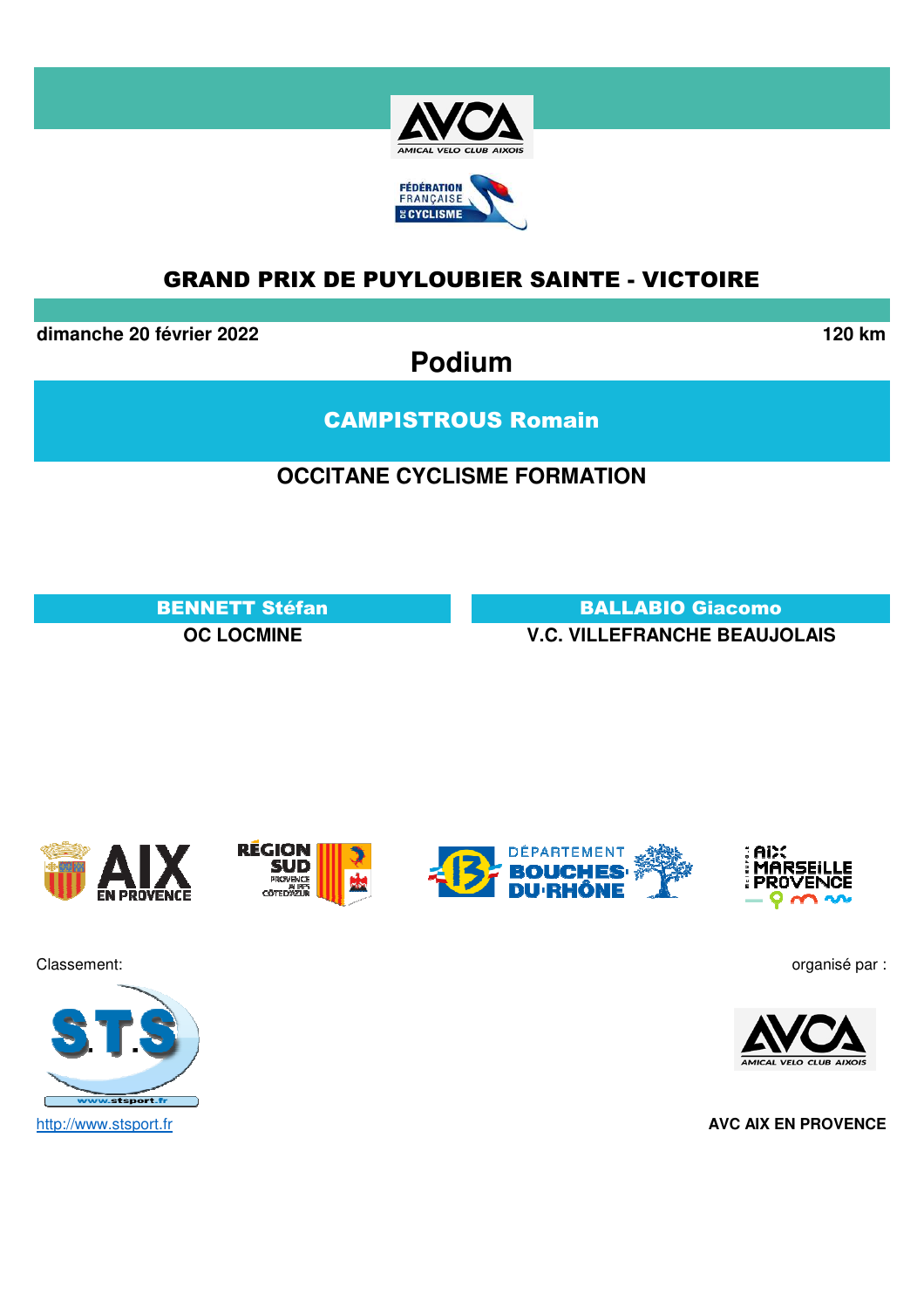# GRAND PRIX DE PUYLOUBIER SAINTE - VICTOIRE

**dimanche 20 février 2022** **120 km**

## Podium

**CAMPISTROUS Romain**

**OCCITANE CYCLISME FORMATION**

**BENNETT Stéfan**

**OC LOCMINE**

**BALLABIO Giacomo**

**V.C. VILLEFRANCHE BEAUJOLAIS**

Classement:

http://www.stsport.fr

organisé par :

**AVC AIX EN PROVENCE**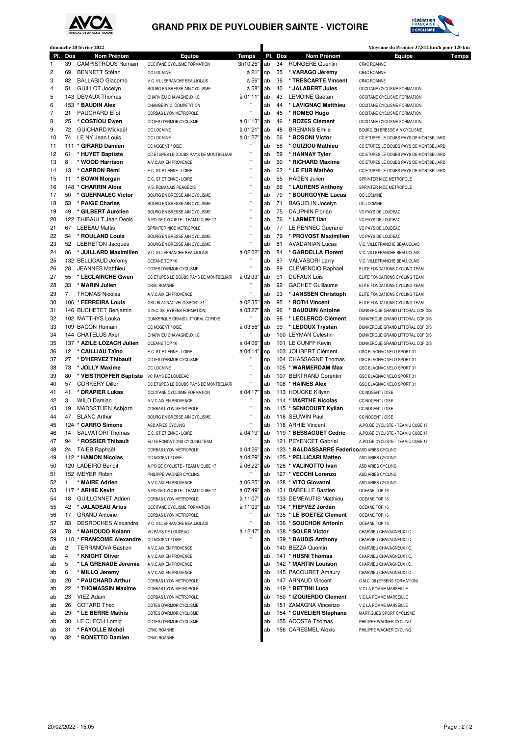# GRAND PRIX DE PUYLOUBIER SAINTE - VICTOIRE

dimanche 20 février 2022

Moyenne du Premier 37,812 km/h pour 120 km

| Pl. | Dos | Nom Prénom | Equipe | Temps |
|---|---|---|---|---|
| 1 | 39 | CAMPISTROUS Romain | OCCITANE CYCLISME FORMATION | 3h10'25" |
| 2 | 69 | BENNETT Stéfan | OC LOCMINE | à 21" |
| 3 | 82 | BALLABIO Giacomo | V.C. VILLEFRANCHE BEAUJOLAIS | à 56" |
| 4 | 51 | GUILLOT Jocelyn | BOURG EN BRESSE AIN CYCLISME | à 58" |
| 5 | 143 | DEVAUX Thomas | CHARVIEU CHAVAGNEUX I.C. | à 01'11" |
| 6 | 153 | * BAUDIN Alex | CHAMBERY C. COMPETITION | " |
| 7 | 21 | PAUCHARD Eliot | CORBAS LYON METROPOLE | " |
| 8 | 25 | * COSTIOU Ewen | COTES D'ARMOR CYCLISME | à 01'13" |
| 9 | 72 | GUICHARD Mickaël | OC LOCMINE | à 01'21" |
| 10 | 74 | LE NY Jean Louis | OC LOCMINE | à 01'27" |
| 11 | 111 | * GIRARD Damien | CC NOGENT / OISE | " |
| 12 | 61 | * HUYET Baptiste | CC ETUPES LE DOUBS PAYS DE MONTBELIARD | " |
| 13 | 8 | * WOOD Harrison | A.V.C.AIX EN PROVENCE | " |
| 14 | 13 | * CAPRON Rémi | E.C. ST ETIENNE - LOIRE | " |
| 15 | 11 | * BOWN Morgan | E.C. ST ETIENNE - LOIRE | " |
| 16 | 148 | * CHARRIN Aloïs | V.S. ROMANAIS PEAGEOIS | " |
| 17 | 50 | * GUERNALEC Victor | BOURG EN BRESSE AIN CYCLISME | " |
| 18 | 53 | * PAIGE Charles | BOURG EN BRESSE AIN CYCLISME | " |
| 19 | 49 | * GILBERT Aurélien | BOURG EN BRESSE AIN CYCLISME | " |
| 20 | 122 | THIBAULT Jean Denis | A.PO.GE CYCLISTE - TEAM U CUBE 17 | " |
| 21 | 67 | LEBEAU Mattis | SPRINTER NICE METROPOLE | " |
| 22 | 54 | * ROULAND Louis | BOURG EN BRESSE AIN CYCLISME | " |
| 23 | 52 | LEBRETON Jacques | BOURG EN BRESSE AIN CYCLISME | " |
| 24 | 86 | * JUILLARD Maximilien | V.C. VILLEFRANCHE BEAUJOLAIS | à 02'02" |
| 25 | 132 | BELLICAUD Jeremy | OCEANE TOP 16 | " |
| 26 | 28 | JEANNES Matthieu | COTES D'ARMOR CYCLISME | " |
| 27 | 55 | * LECLAINCHE Gwen | CC ETUPES LE DOUBS PAYS DE MONTBELIARD | à 02'33" |
| 28 | 33 | * MARIN Julien | CR4C ROANNE | " |
| 29 | 7 | THOMAS Nicolas | A.V.C.AIX EN PROVENCE | " |
| 30 | 106 | * FERREIRA Louis | GSC BLAGNAC VELO SPORT 31 | à 02'35" |
| 31 | 146 | BUCHETET Benjamin | G.M.C. 38 (EYBENS FORMATION) | à 03'27" |
| 32 | 102 | MATTHYS Louka | DUNKERQUE GRAND LITTORAL COFIDIS | " |
| 33 | 109 | BACON Romain | CC NOGENT / OISE | à 03'56" |
| 34 | 144 | CHATELUS Axel | CHARVIEU CHAVAGNEUX I.C. | " |
| 35 | 137 | * AZILE LOZACH Julien | OCEANE TOP 16 | à 04'06" |
| 36 | 12 | * CAILLIAU Taïno | E.C. ST ETIENNE - LOIRE | à 04'14" |
| 37 | 27 | * D'HERVEZ Thibault | COTES D'ARMOR CYCLISME | " |
| 38 | 73 | * JOLLY Maxime | OC LOCMINE | " |
| 39 | 80 | * VEISTROFFER Baptiste | VC PAYS DE LOUDEAC | " |
| 40 | 57 | CORKERY Dillon | CC ETUPES LE DOUBS PAYS DE MONTBELIARD | " |
| 41 | 41 | * DRAPIER Lukas | OCCITANE CYCLISME FORMATION | à 04'17" |
| 42 | 3 | WILD Damian | A.V.C.AIX EN PROVENCE | " |
| 43 | 19 | MADSSTUEN Asbjørn | CORBAS LYON METROPOLE | " |
| 44 | 47 | BLANC Arthur | BOURG EN BRESSE AIN CYCLISME | " |
| 45 | 124 | * CARRO Simone | ASD ARIES CYCLING | " |
| 46 | 14 | SALVATORI Thomas | E.C. ST ETIENNE - LOIRE | à 04'19" |
| 47 | 94 | * ROSSIER Thibault | ELITE FONDATIONS CYCLING TEAM | " |
| 48 | 24 | TAIEB Raphaël | CORBAS LYON METROPOLE | à 04'26" |
| 49 | 112 | * HAMON Nicolas | CC NOGENT / OISE | à 04'29" |
| 50 | 120 | LADEIRO Benoit | A.PO.GE CYCLISTE - TEAM U CUBE 17 | à 06'22" |
| 51 | 152 | MEYER Robin | PHILIPPE WAGNER CYCLING | " |
| 52 | 1 | * MAIRE Adrien | A.V.C.AIX EN PROVENCE | à 06'25" |
| 53 | 117 | * ARHIE Kevin | A.PO.GE CYCLISTE - TEAM U CUBE 17 | à 07'49" |
| 54 | 18 | GUILLONNET Adrien | CORBAS LYON METROPOLE | à 11'07" |
| 55 | 42 | * JALADEAU Artus | OCCITANE CYCLISME FORMATION | à 11'09" |
| 56 | 17 | GRAND Antoine | CORBAS LYON METROPOLE | " |
| 57 | 83 | DESROCHES Alexandre | V.C. VILLEFRANCHE BEAUJOLAIS | " |
| 58 | 78 | * MAHOUDO Nolann | VC PAYS DE LOUDEAC | à 12'47" |
| 59 | 110 | * FRANCOME Alexandre | CC NOGENT / OISE | " |
| ab | 2 | TERRANOVA Bastien | A.V.C.AIX EN PROVENCE | |
| ab | 4 | * KNIGHT Oliver | A.V.C.AIX EN PROVENCE | |
| ab | 5 | * LA GRENADE Jeremie | A.V.C.AIX EN PROVENCE | |
| ab | 6 | * MILLO Jeremy | A.V.C.AIX EN PROVENCE | |
| ab | 20 | * PAUCHARD Arthur | CORBAS LYON METROPOLE | |
| ab | 22 | * THOMASSIN Maxime | CORBAS LYON METROPOLE | |
| ab | 23 | VIEZ Adam | CORBAS LYON METROPOLE | |
| ab | 26 | COTARD Theo | COTES D'ARMOR CYCLISME | |
| ab | 29 | * LE BERRE Mathis | COTES D'ARMOR CYCLISME | |
| ab | 30 | LE CLEC'H Lomig | COTES D'ARMOR CYCLISME | |
| ab | 31 | * FAYOLLE Mehdi | CR4C ROANNE | |
| np | 32 | * BONETTO Damien | CR4C ROANNE | |
| ab | 34 | RONGERE Quentin | CR4C ROANNE | |
| np | 35 | * VARAGO Jérémy | CR4C ROANNE | |
| ab | 36 | * TRESCARTE Vincent | CR4C ROANNE | |
| ab | 40 | * JALABERT Jules | OCCITANE CYCLISME FORMATION | |
| ab | 43 | LEMOINE Gaëtan | OCCITANE CYCLISME FORMATION | |
| ab | 44 | * LAVIGNAC Matthieu | OCCITANE CYCLISME FORMATION | |
| ab | 45 | * ROMEO Hugo | OCCITANE CYCLISME FORMATION | |
| ab | 46 | * ROZES Clément | OCCITANE CYCLISME FORMATION | |
| ab | 48 | BRENANS Emile | BOURG EN BRESSE AIN CYCLISME | |
| ab | 56 | * BOSONI Victor | CC ETUPES LE DOUBS PAYS DE MONTBELIARD | |
| ab | 58 | * GUIZIOU Mathieu | CC ETUPES LE DOUBS PAYS DE MONTBELIARD | |
| ab | 59 | * HANNAY Tyler | CC ETUPES LE DOUBS PAYS DE MONTBELIARD | |
| ab | 60 | * RICHARD Maxime | CC ETUPES LE DOUBS PAYS DE MONTBELIARD | |
| ab | 62 | * LE FUR Mathéo | CC ETUPES LE DOUBS PAYS DE MONTBELIARD | |
| ab | 65 | HAGEN Julien | SPRINTER NICE METROPOLE | |
| ab | 66 | * LAURENS Anthony | SPRINTER NICE METROPOLE | |
| ab | 70 | * BOURGOYNE Lucas | OC LOCMINE | |
| ab | 71 | BAGUELIN Jocelyn | OC LOCMINE | |
| ab | 75 | DAUPHIN Florian | VC PAYS DE LOUDEAC | |
| ab | 76 | * LARMET Ilan | VC PAYS DE LOUDEAC | |
| ab | 77 | LE PENNEC Guerand | VC PAYS DE LOUDEAC | |
| ab | 79 | * PROVOST Maximilien | VC PAYS DE LOUDEAC | |
| ab | 81 | AVADANIAN Lucas | V.C. VILLEFRANCHE BEAUJOLAIS | |
| ab | 84 | * GARDELLA Florent | V.C. VILLEFRANCHE BEAUJOLAIS | |
| ab | 87 | VALVASORI Larry | V.C. VILLEFRANCHE BEAUJOLAIS | |
| ab | 89 | CLEMENCIO Raphael | ELITE FONDATIONS CYCLING TEAM | |
| ab | 91 | DUFAUX Lois | ELITE FONDATIONS CYCLING TEAM | |
| ab | 92 | GACHET Guillaume | ELITE FONDATIONS CYCLING TEAM | |
| ab | 93 | * JANSSEN Christoph | ELITE FONDATIONS CYCLING TEAM | |
| ab | 95 | * ROTH Vincent | ELITE FONDATIONS CYCLING TEAM | |
| ab | 96 | * BAUDUIN Antoine | DUNKERQUE GRAND LITTORAL COFIDIS | |
| ab | 98 | * LECLERCQ Clément | DUNKERQUE GRAND LITTORAL COFIDIS | |
| ab | 99 | * LEDOUX Trystan | DUNKERQUE GRAND LITTORAL COFIDIS | |
| ab | 100 | LEYMAN Celestin | DUNKERQUE GRAND LITTORAL COFIDIS | |
| ab | 101 | LE CUNFF Kevin | DUNKERQUE GRAND LITTORAL COFIDIS | |
| np | 103 | JOLIBERT Clément | GSC BLAGNAC VELO SPORT 31 | |
| np | 104 | CHASSAGNE Thomas | GSC BLAGNAC VELO SPORT 31 | |
| ab | 105 | * WARMERDAM Max | GSC BLAGNAC VELO SPORT 31 | |
| ab | 107 | BERTRAND Corentin | GSC BLAGNAC VELO SPORT 31 | |
| ab | 108 | * HAINES Alex | GSC BLAGNAC VELO SPORT 31 | |
| ab | 113 | HOUCKE Killyan | CC NOGENT / OISE | |
| ab | 114 | * MARTHE Nicolas | CC NOGENT / OISE | |
| ab | 115 | * SENICOURT Kylian | CC NOGENT / OISE | |
| ab | 116 | SEUWIN Paul | CC NOGENT / OISE | |
| ab | 118 | ARHIE Vincent | A.PO.GE CYCLISTE - TEAM U CUBE 17 | |
| ab | 119 | * BESSAGUET Cedric | A.PO.GE CYCLISTE - TEAM U CUBE 17 | |
| ab | 121 | PEYENCET Gabriel | A.PO.GE CYCLISTE - TEAM U CUBE 17 | |
| ab | 123 | * BALDASSARRE Federico | ASD ARIES CYCLING | |
| ab | 125 | * PELLICARI Matteo | ASD ARIES CYCLING | |
| ab | 126 | * VALINOTTO Ivan | ASD ARIES CYCLING | |
| ab | 127 | * VECCHI Lorenzo | ASD ARIES CYCLING | |
| ab | 128 | * VITO Giovanni | ASD ARIES CYCLING | |
| ab | 131 | BAREILLE Bastien | OCEANE TOP 16 | |
| ab | 133 | DEMEAUTIS Matthieu | OCEANE TOP 16 | |
| ab | 134 | * FIEFVEZ Jordan | OCEANE TOP 16 | |
| ab | 135 | * LE BOETEZ Clement | OCEANE TOP 16 | |
| ab | 136 | * SOUCHON Antonin | OCEANE TOP 16 | |
| ab | 138 | * SOLER Victor | CHARVIEU CHAVAGNEUX I.C. | |
| ab | 139 | * BAUDIS Anthony | CHARVIEU CHAVAGNEUX I.C. | |
| ab | 140 | BEZZA Quentin | CHARVIEU CHAVAGNEUX I.C. | |
| ab | 141 | * HUSNI Thomas | CHARVIEU CHAVAGNEUX I.C. | |
| ab | 142 | * MARTIN Louison | CHARVIEU CHAVAGNEUX I.C. | |
| ab | 145 | PACOURET Amaury | CHARVIEU CHAVAGNEUX I.C. | |
| ab | 147 | ARNAUD Vincent | G.M.C. 38 (EYBENS FORMATION) | |
| ab | 149 | * BETTINI Luca | V.C.LA POMME MARSEILLE | |
| ab | 150 | * IZQUIERDO Clement | V.C.LA POMME MARSEILLE | |
| ab | 151 | ZAMAGNA Vincenzo | V.C.LA POMME MARSEILLE | |
| ab | 154 | * CUVELIER Stephane | MARTIGUES SPORT CYCLISME | |
| ab | 155 | ACOSTA Thomas | PHILIPPE WAGNER CYCLING | |
| ab | 156 | CARESMEL Alexis | PHILIPPE WAGNER CYCLING | |

20/02/2022 - 15:05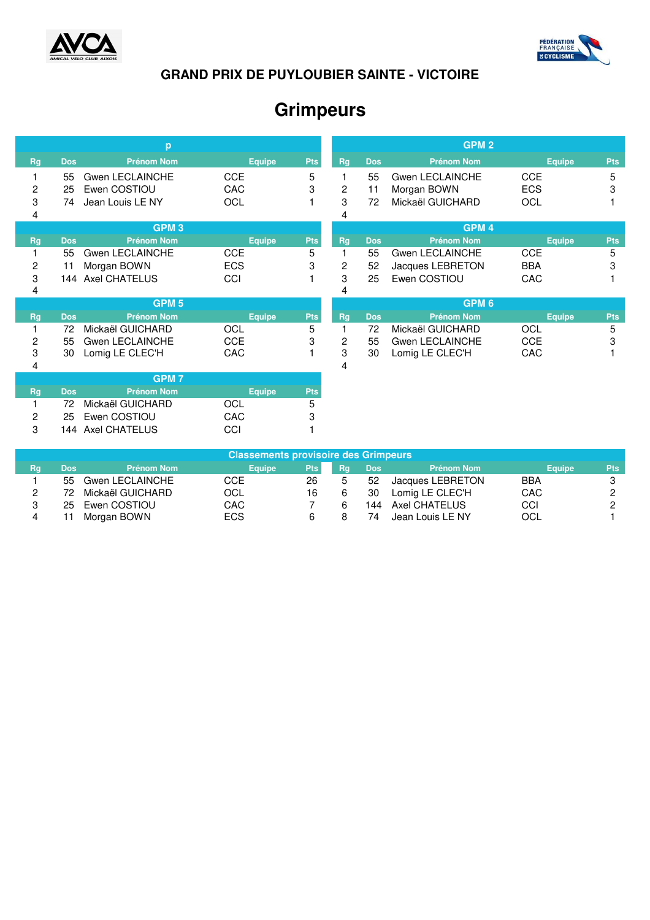## GRAND PRIX DE PUYLOUBIER SAINTE - VICTOIRE

# Grimpeurs

**p**

| Rg | Dos | Prénom Nom | Equipe | Pts |
|---|---|---|---|---|
| 1 | 55 | Gwen LECLAINCHE | CCE | 5 |
| 2 | 25 | Ewen COSTIOU | CAC | 3 |
| 3 | 74 | Jean Louis LE NY | OCL | 1 |
| 4 | | | | |

**GPM 2**

| Rg | Dos | Prénom Nom | Equipe | Pts |
|---|---|---|---|---|
| 1 | 55 | Gwen LECLAINCHE | CCE | 5 |
| 2 | 11 | Morgan BOWN | ECS | 3 |
| 3 | 72 | Mickaël GUICHARD | OCL | 1 |
| 4 | | | | |

**GPM 3**

| Rg | Dos | Prénom Nom | Equipe | Pts |
|---|---|---|---|---|
| 1 | 55 | Gwen LECLAINCHE | CCE | 5 |
| 2 | 11 | Morgan BOWN | ECS | 3 |
| 3 | 144 | Axel CHATELUS | CCI | 1 |
| 4 | | | | |

**GPM 4**

| Rg | Dos | Prénom Nom | Equipe | Pts |
|---|---|---|---|---|
| 1 | 55 | Gwen LECLAINCHE | CCE | 5 |
| 2 | 52 | Jacques LEBRETON | BBA | 3 |
| 3 | 25 | Ewen COSTIOU | CAC | 1 |
| 4 | | | | |

**GPM 5**

| Rg | Dos | Prénom Nom | Equipe | Pts |
|---|---|---|---|---|
| 1 | 72 | Mickaël GUICHARD | OCL | 5 |
| 2 | 55 | Gwen LECLAINCHE | CCE | 3 |
| 3 | 30 | Lomig LE CLEC'H | CAC | 1 |
| 4 | | | | |

**GPM 6**

| Rg | Dos | Prénom Nom | Equipe | Pts |
|---|---|---|---|---|
| 1 | 72 | Mickaël GUICHARD | OCL | 5 |
| 2 | 55 | Gwen LECLAINCHE | CCE | 3 |
| 3 | 30 | Lomig LE CLEC'H | CAC | 1 |
| 4 | | | | |

**GPM 7**

| Rg | Dos | Prénom Nom | Equipe | Pts |
|---|---|---|---|---|
| 1 | 72 | Mickaël GUICHARD | OCL | 5 |
| 2 | 25 | Ewen COSTIOU | CAC | 3 |
| 3 | 144 | Axel CHATELUS | CCI | 1 |

**Classements provisoire des Grimpeurs**

| Rg | Dos | Prénom Nom | Equipe | Pts |
|---|---|---|---|---|
| 1 | 55 | Gwen LECLAINCHE | CCE | 26 |
| 2 | 72 | Mickaël GUICHARD | OCL | 16 |
| 3 | 25 | Ewen COSTIOU | CAC | 7 |
| 4 | 11 | Morgan BOWN | ECS | 6 |
| 5 | 52 | Jacques LEBRETON | BBA | 3 |
| 6 | 30 | Lomig LE CLEC'H | CAC | 2 |
| 6 | 144 | Axel CHATELUS | CCI | 2 |
| 8 | 74 | Jean Louis LE NY | OCL | 1 |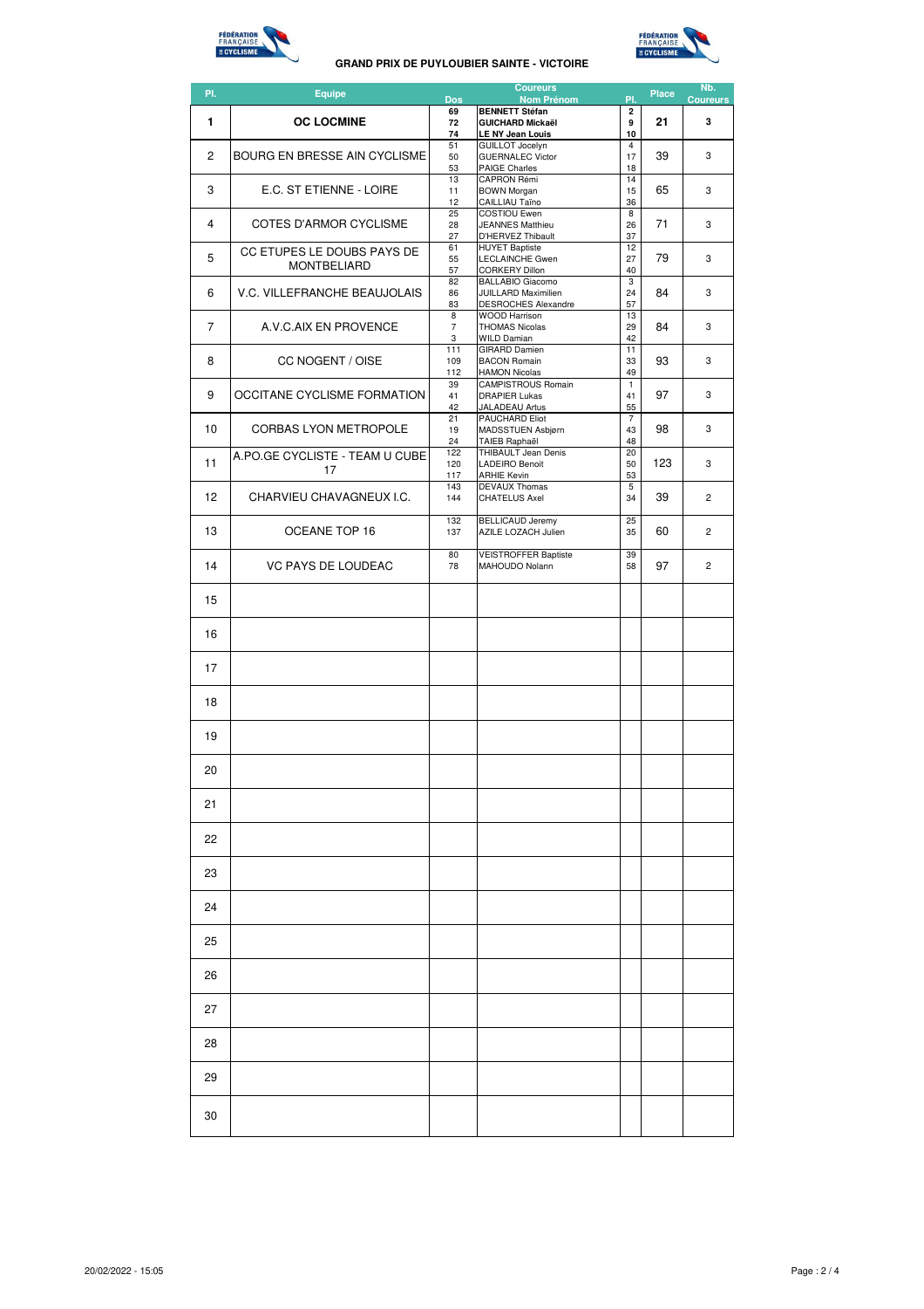# GRAND PRIX DE PUYLOUBIER SAINTE - VICTOIRE

| Pl. | Equipe | Dos | Coureurs Nom Prénom | Pl. | Place | Nb. Coureurs |
|---|---|---|---|---|---|---|
| **1** | **OC LOCMINE** | **69**<br>**72**<br>**74** | **BENNETT Stéfan**<br>**GUICHARD Mickaël**<br>**LE NY Jean Louis** | **2**<br>**9**<br>**10** | **21** | **3** |
| 2 | BOURG EN BRESSE AIN CYCLISME | 51<br>50<br>53 | GUILLOT Jocelyn<br>GUERNALEC Victor<br>PAIGE Charles | 4<br>17<br>18 | 39 | 3 |
| 3 | E.C. ST ETIENNE - LOIRE | 13<br>11<br>12 | CAPRON Rémi<br>BOWN Morgan<br>CAILLIAU Taïno | 14<br>15<br>36 | 65 | 3 |
| 4 | COTES D'ARMOR CYCLISME | 25<br>28<br>27 | COSTIOU Ewen<br>JEANNES Matthieu<br>D'HERVEZ Thibault | 8<br>26<br>37 | 71 | 3 |
| 5 | CC ETUPES LE DOUBS PAYS DE MONTBELIARD | 61<br>55<br>57 | HUYET Baptiste<br>LECLAINCHE Gwen<br>CORKERY Dillon | 12<br>27<br>40 | 79 | 3 |
| 6 | V.C. VILLEFRANCHE BEAUJOLAIS | 82<br>86<br>83 | BALLABIO Giacomo<br>JUILLARD Maximilien<br>DESROCHES Alexandre | 3<br>24<br>57 | 84 | 3 |
| 7 | A.V.C.AIX EN PROVENCE | 8<br>7<br>3 | WOOD Harrison<br>THOMAS Nicolas<br>WILD Damian | 13<br>29<br>42 | 84 | 3 |
| 8 | CC NOGENT / OISE | 111<br>109<br>112 | GIRARD Damien<br>BACON Romain<br>HAMON Nicolas | 11<br>33<br>49 | 93 | 3 |
| 9 | OCCITANE CYCLISME FORMATION | 39<br>41<br>42 | CAMPISTROUS Romain<br>DRAPIER Lukas<br>JALADEAU Artus | 1<br>41<br>55 | 97 | 3 |
| 10 | CORBAS LYON METROPOLE | 21<br>19<br>24 | PAUCHARD Eliot<br>MADSSTUEN Asbjørn<br>TAIEB Raphaël | 7<br>43<br>48 | 98 | 3 |
| 11 | A.PO.GE CYCLISTE - TEAM U CUBE 17 | 122<br>120<br>117 | THIBAULT Jean Denis<br>LADEIRO Benoit<br>ARHIE Kevin | 20<br>50<br>53 | 123 | 3 |
| 12 | CHARVIEU CHAVAGNEUX I.C. | 143<br>144 | DEVAUX Thomas<br>CHATELUS Axel | 5<br>34 | 39 | 2 |
| 13 | OCEANE TOP 16 | 132<br>137 | BELLICAUD Jeremy<br>AZILE LOZACH Julien | 25<br>35 | 60 | 2 |
| 14 | VC PAYS DE LOUDEAC | 80<br>78 | VEISTROFFER Baptiste<br>MAHOUDO Nolann | 39<br>58 | 97 | 2 |
| 15 | | | | | | |
| 16 | | | | | | |
| 17 | | | | | | |
| 18 | | | | | | |
| 19 | | | | | | |
| 20 | | | | | | |
| 21 | | | | | | |
| 22 | | | | | | |
| 23 | | | | | | |
| 24 | | | | | | |
| 25 | | | | | | |
| 26 | | | | | | |
| 27 | | | | | | |
| 28 | | | | | | |
| 29 | | | | | | |
| 30 | | | | | | |

20/02/2022 - 15:05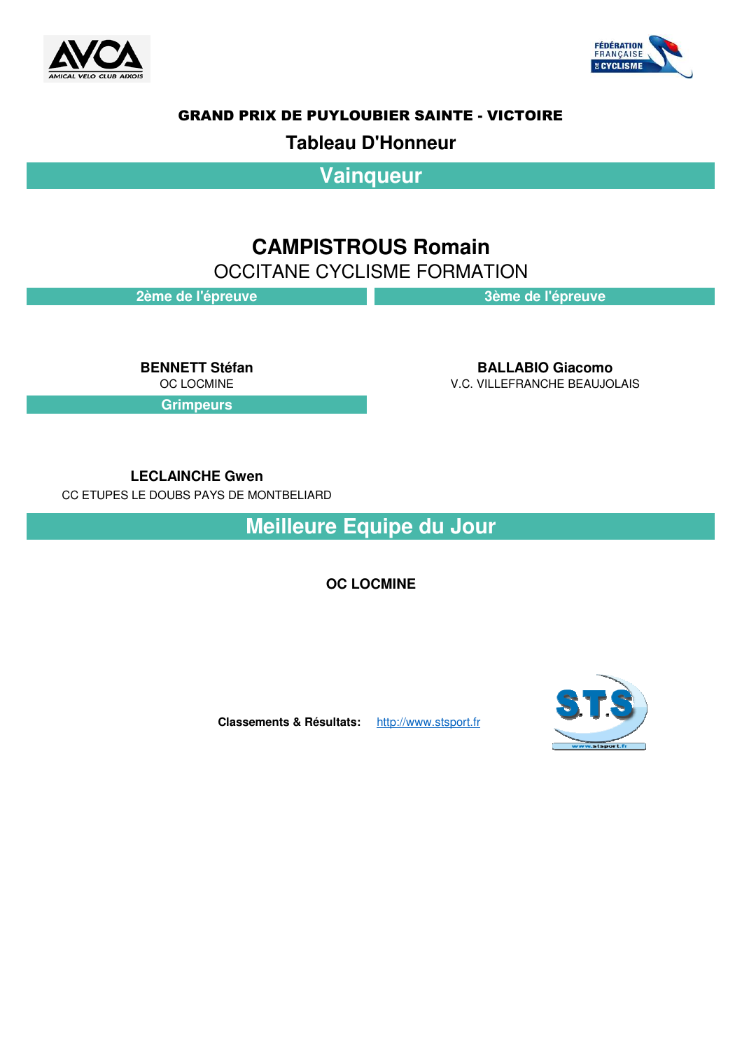# GRAND PRIX DE PUYLOUBIER SAINTE - VICTOIRE

## Tableau D'Honneur

## Vainqueur

**CAMPISTROUS Romain**

OCCITANE CYCLISME FORMATION

### 2ème de l'épreuve

**BENNETT Stéfan**

OC LOCMINE

### 3ème de l'épreuve

**BALLABIO Giacomo**

V.C. VILLEFRANCHE BEAUJOLAIS

### Grimpeurs

**LECLAINCHE Gwen**

CC ETUPES LE DOUBS PAYS DE MONTBELIARD

## Meilleure Equipe du Jour

**OC LOCMINE**

**Classements & Résultats:** http://www.stsport.fr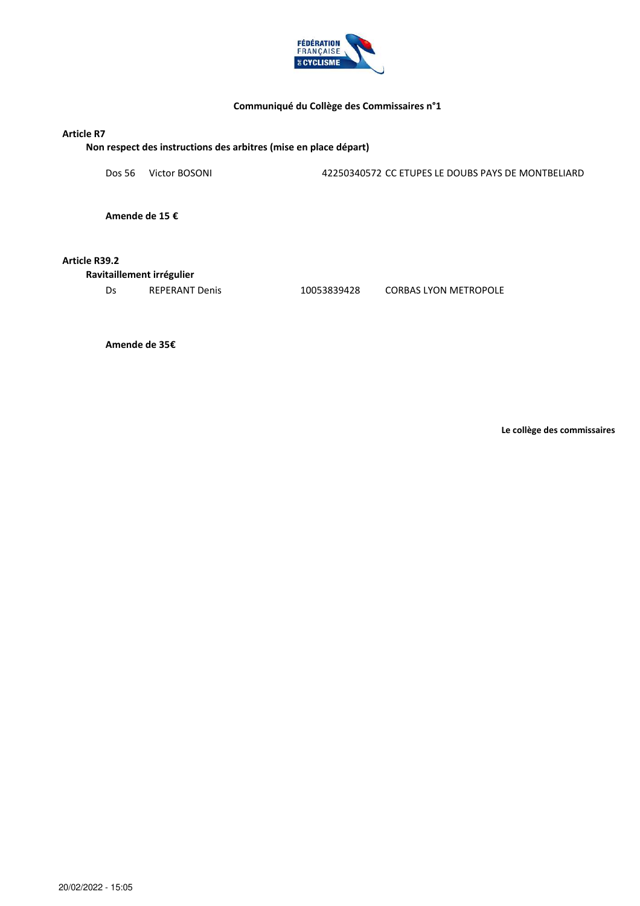**Communiqué du Collège des Commissaires n°1**

**Article R7**

**Non respect des instructions des arbitres (mise en place départ)**

| | | | |
|---|---|---|---|
| Dos 56 | Victor BOSONI | 42250340572 | CC ETUPES LE DOUBS PAYS DE MONTBELIARD |

**Amende de 15 €**

**Article R39.2**

**Ravitaillement irrégulier**

| | | | |
|---|---|---|---|
| Ds | REPERANT Denis | 10053839428 | CORBAS LYON METROPOLE |

**Amende de 35€**

**Le collège des commissaires**

20/02/2022 - 15:05